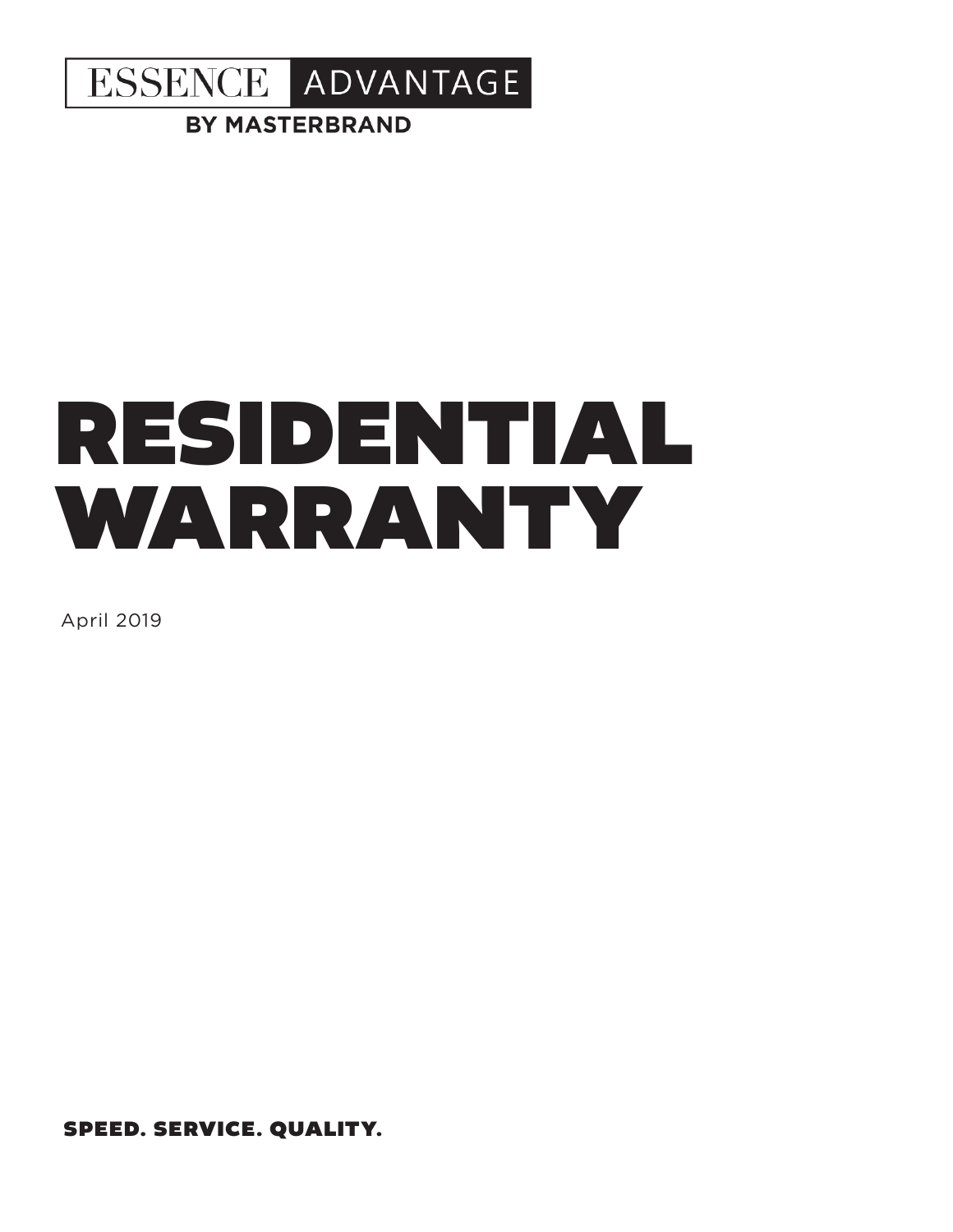ESSENCE ADVANTAGE

**BY MASTERBRAND**

# RESIDENTIAL WARRANTY

April 2019

**SPEED. SERVICE. QUALITY.**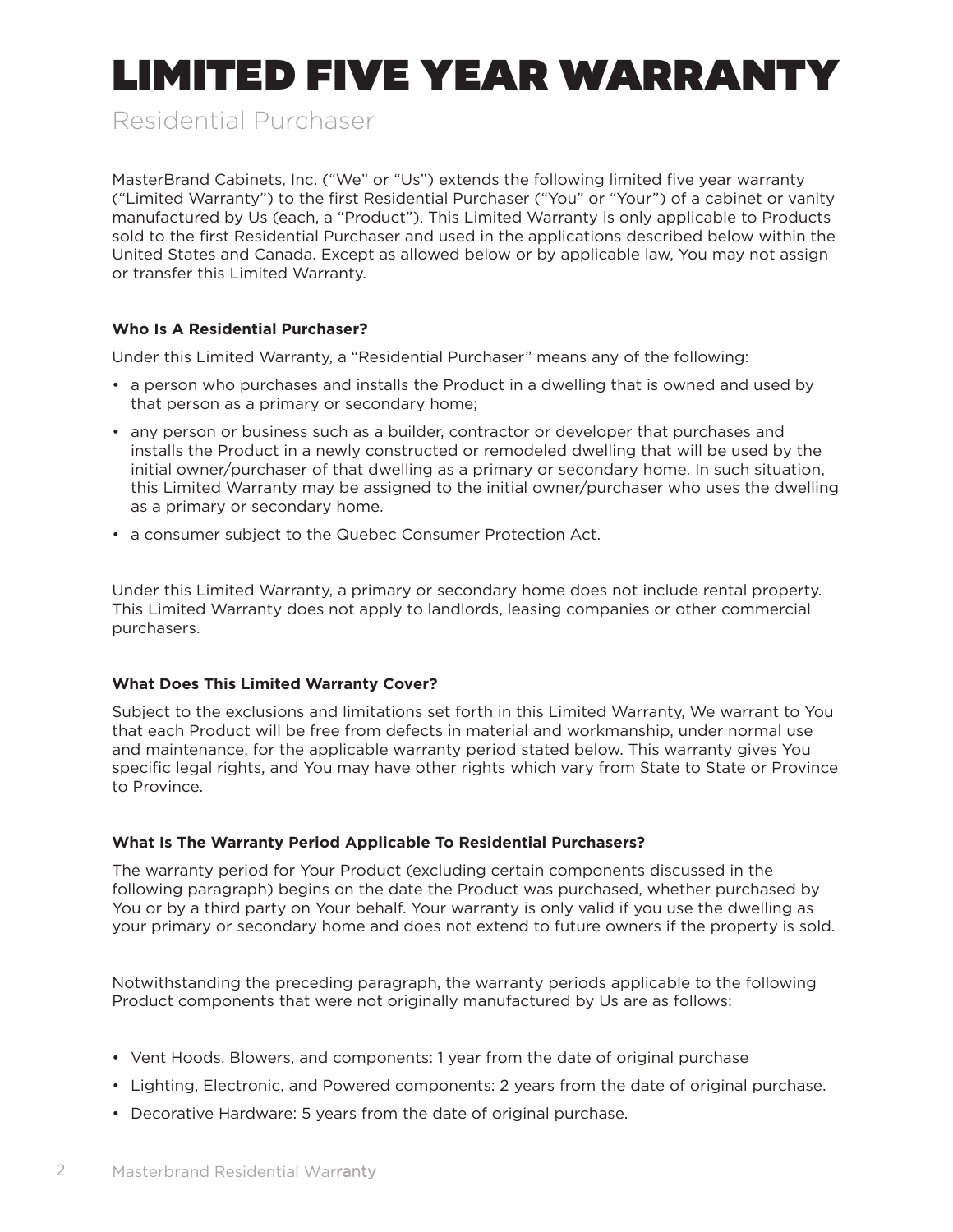# LIMITED FIVE YEAR WARRANTY

## Residential Purchaser

MasterBrand Cabinets, Inc. ("We" or "Us") extends the following limited five year warranty ("Limited Warranty") to the first Residential Purchaser ("You" or "Your") of a cabinet or vanity manufactured by Us (each, a "Product"). This Limited Warranty is only applicable to Products sold to the first Residential Purchaser and used in the applications described below within the United States and Canada. Except as allowed below or by applicable law, You may not assign or transfer this Limited Warranty.

**Who Is A Residential Purchaser?**

Under this Limited Warranty, a "Residential Purchaser" means any of the following:

- a person who purchases and installs the Product in a dwelling that is owned and used by that person as a primary or secondary home;
- any person or business such as a builder, contractor or developer that purchases and installs the Product in a newly constructed or remodeled dwelling that will be used by the initial owner/purchaser of that dwelling as a primary or secondary home. In such situation, this Limited Warranty may be assigned to the initial owner/purchaser who uses the dwelling as a primary or secondary home.
- a consumer subject to the Quebec Consumer Protection Act.

Under this Limited Warranty, a primary or secondary home does not include rental property. This Limited Warranty does not apply to landlords, leasing companies or other commercial purchasers.

**What Does This Limited Warranty Cover?**

Subject to the exclusions and limitations set forth in this Limited Warranty, We warrant to You that each Product will be free from defects in material and workmanship, under normal use and maintenance, for the applicable warranty period stated below. This warranty gives You specific legal rights, and You may have other rights which vary from State to State or Province to Province.

**What Is The Warranty Period Applicable To Residential Purchasers?**

The warranty period for Your Product (excluding certain components discussed in the following paragraph) begins on the date the Product was purchased, whether purchased by You or by a third party on Your behalf. Your warranty is only valid if you use the dwelling as your primary or secondary home and does not extend to future owners if the property is sold.

Notwithstanding the preceding paragraph, the warranty periods applicable to the following Product components that were not originally manufactured by Us are as follows:

- Vent Hoods, Blowers, and components: 1 year from the date of original purchase
- Lighting, Electronic, and Powered components: 2 years from the date of original purchase.
- Decorative Hardware: 5 years from the date of original purchase.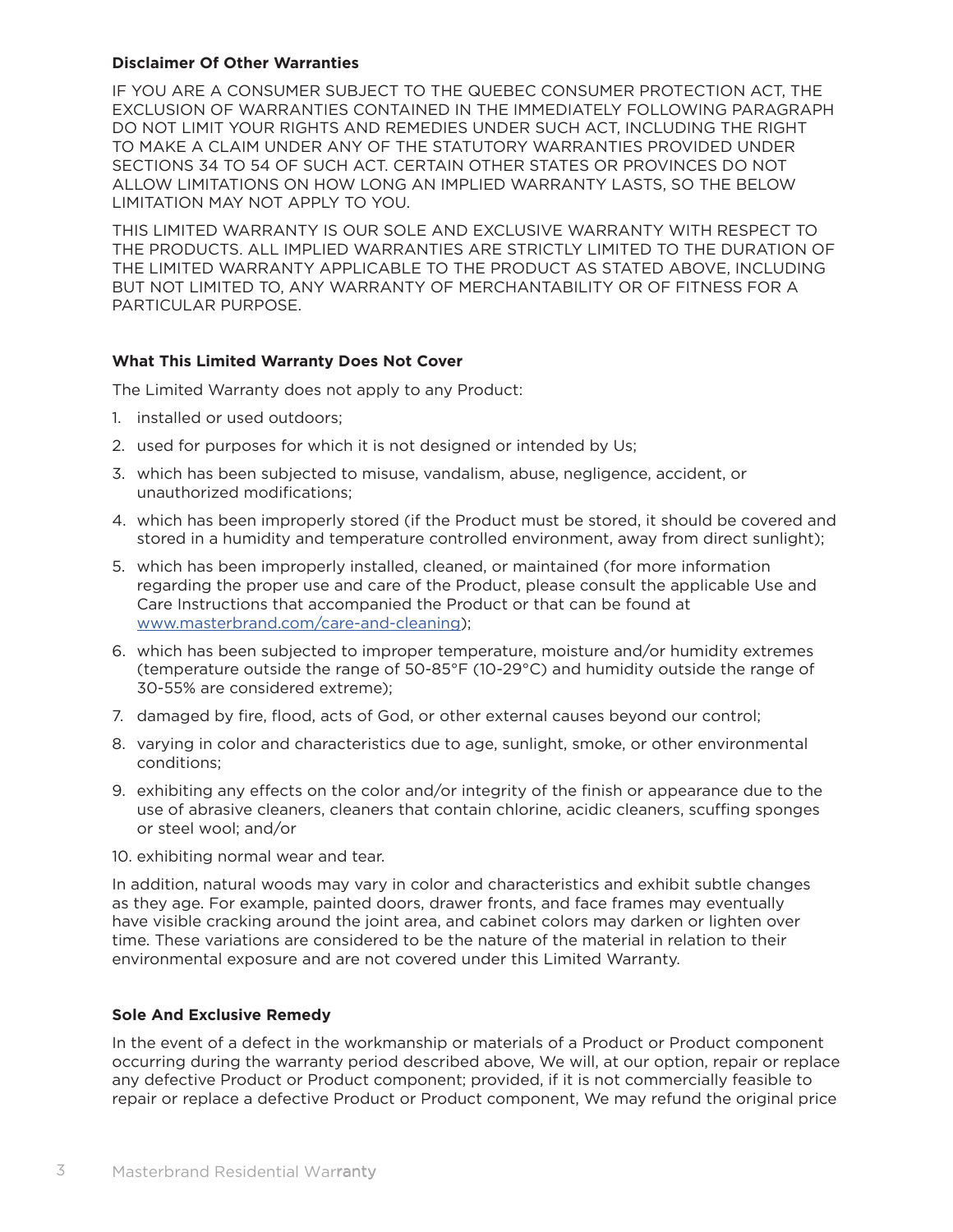**Disclaimer Of Other Warranties**

IF YOU ARE A CONSUMER SUBJECT TO THE QUEBEC CONSUMER PROTECTION ACT, THE EXCLUSION OF WARRANTIES CONTAINED IN THE IMMEDIATELY FOLLOWING PARAGRAPH DO NOT LIMIT YOUR RIGHTS AND REMEDIES UNDER SUCH ACT, INCLUDING THE RIGHT TO MAKE A CLAIM UNDER ANY OF THE STATUTORY WARRANTIES PROVIDED UNDER SECTIONS 34 TO 54 OF SUCH ACT. CERTAIN OTHER STATES OR PROVINCES DO NOT ALLOW LIMITATIONS ON HOW LONG AN IMPLIED WARRANTY LASTS, SO THE BELOW LIMITATION MAY NOT APPLY TO YOU.

THIS LIMITED WARRANTY IS OUR SOLE AND EXCLUSIVE WARRANTY WITH RESPECT TO THE PRODUCTS. ALL IMPLIED WARRANTIES ARE STRICTLY LIMITED TO THE DURATION OF THE LIMITED WARRANTY APPLICABLE TO THE PRODUCT AS STATED ABOVE, INCLUDING BUT NOT LIMITED TO, ANY WARRANTY OF MERCHANTABILITY OR OF FITNESS FOR A PARTICULAR PURPOSE.

**What This Limited Warranty Does Not Cover**

The Limited Warranty does not apply to any Product:

1. installed or used outdoors;
2. used for purposes for which it is not designed or intended by Us;
3. which has been subjected to misuse, vandalism, abuse, negligence, accident, or unauthorized modifications;
4. which has been improperly stored (if the Product must be stored, it should be covered and stored in a humidity and temperature controlled environment, away from direct sunlight);
5. which has been improperly installed, cleaned, or maintained (for more information regarding the proper use and care of the Product, please consult the applicable Use and Care Instructions that accompanied the Product or that can be found at www.masterbrand.com/care-and-cleaning);
6. which has been subjected to improper temperature, moisture and/or humidity extremes (temperature outside the range of 50-85°F (10-29°C) and humidity outside the range of 30-55% are considered extreme);
7. damaged by fire, flood, acts of God, or other external causes beyond our control;
8. varying in color and characteristics due to age, sunlight, smoke, or other environmental conditions;
9. exhibiting any effects on the color and/or integrity of the finish or appearance due to the use of abrasive cleaners, cleaners that contain chlorine, acidic cleaners, scuffing sponges or steel wool; and/or
10. exhibiting normal wear and tear.

In addition, natural woods may vary in color and characteristics and exhibit subtle changes as they age. For example, painted doors, drawer fronts, and face frames may eventually have visible cracking around the joint area, and cabinet colors may darken or lighten over time. These variations are considered to be the nature of the material in relation to their environmental exposure and are not covered under this Limited Warranty.

**Sole And Exclusive Remedy**

In the event of a defect in the workmanship or materials of a Product or Product component occurring during the warranty period described above, We will, at our option, repair or replace any defective Product or Product component; provided, if it is not commercially feasible to repair or replace a defective Product or Product component, We may refund the original price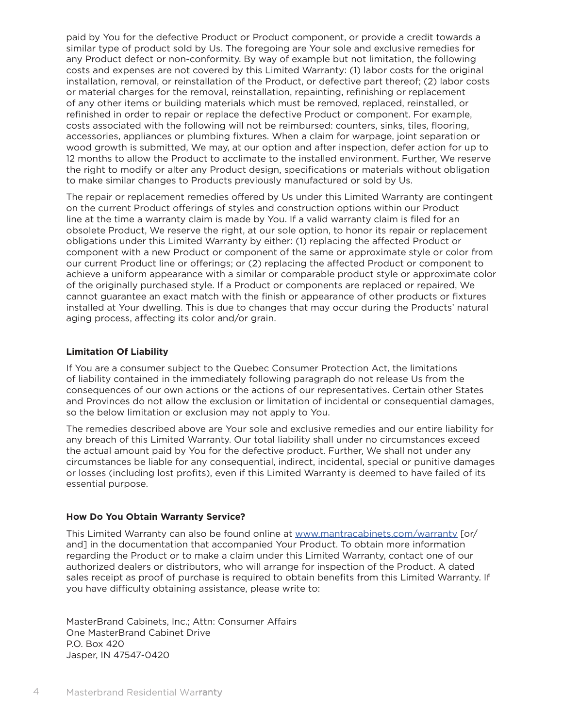paid by You for the defective Product or Product component, or provide a credit towards a similar type of product sold by Us. The foregoing are Your sole and exclusive remedies for any Product defect or non-conformity. By way of example but not limitation, the following costs and expenses are not covered by this Limited Warranty: (1) labor costs for the original installation, removal, or reinstallation of the Product, or defective part thereof; (2) labor costs or material charges for the removal, reinstallation, repainting, refinishing or replacement of any other items or building materials which must be removed, replaced, reinstalled, or refinished in order to repair or replace the defective Product or component. For example, costs associated with the following will not be reimbursed: counters, sinks, tiles, flooring, accessories, appliances or plumbing fixtures. When a claim for warpage, joint separation or wood growth is submitted, We may, at our option and after inspection, defer action for up to 12 months to allow the Product to acclimate to the installed environment. Further, We reserve the right to modify or alter any Product design, specifications or materials without obligation to make similar changes to Products previously manufactured or sold by Us.

The repair or replacement remedies offered by Us under this Limited Warranty are contingent on the current Product offerings of styles and construction options within our Product line at the time a warranty claim is made by You. If a valid warranty claim is filed for an obsolete Product, We reserve the right, at our sole option, to honor its repair or replacement obligations under this Limited Warranty by either: (1) replacing the affected Product or component with a new Product or component of the same or approximate style or color from our current Product line or offerings; or (2) replacing the affected Product or component to achieve a uniform appearance with a similar or comparable product style or approximate color of the originally purchased style. If a Product or components are replaced or repaired, We cannot guarantee an exact match with the finish or appearance of other products or fixtures installed at Your dwelling. This is due to changes that may occur during the Products' natural aging process, affecting its color and/or grain.

**Limitation Of Liability**

If You are a consumer subject to the Quebec Consumer Protection Act, the limitations of liability contained in the immediately following paragraph do not release Us from the consequences of our own actions or the actions of our representatives. Certain other States and Provinces do not allow the exclusion or limitation of incidental or consequential damages, so the below limitation or exclusion may not apply to You.

The remedies described above are Your sole and exclusive remedies and our entire liability for any breach of this Limited Warranty. Our total liability shall under no circumstances exceed the actual amount paid by You for the defective product. Further, We shall not under any circumstances be liable for any consequential, indirect, incidental, special or punitive damages or losses (including lost profits), even if this Limited Warranty is deemed to have failed of its essential purpose.

**How Do You Obtain Warranty Service?**

This Limited Warranty can also be found online at www.mantracabinets.com/warranty [or/and] in the documentation that accompanied Your Product. To obtain more information regarding the Product or to make a claim under this Limited Warranty, contact one of our authorized dealers or distributors, who will arrange for inspection of the Product. A dated sales receipt as proof of purchase is required to obtain benefits from this Limited Warranty. If you have difficulty obtaining assistance, please write to:

MasterBrand Cabinets, Inc.; Attn: Consumer Affairs
One MasterBrand Cabinet Drive
P.O. Box 420
Jasper, IN 47547-0420